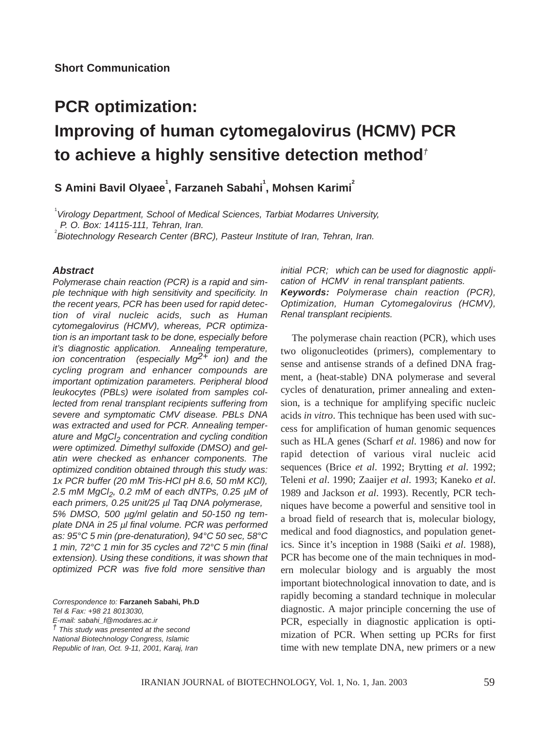**Short Communication**

# PCR optimization: Improving of human cytomegalovirus (HCMV) PCR to achieve a highly sensitive detection method†

**S Amini Bavil Olyaee[1], Farzaneh Sabahi[1], Mohsen Karimi[2]**

[1] *Virology Department, School of Medical Sciences, Tarbiat Modarres University, P. O. Box: 14115-111, Tehran, Iran.*
[2] *Biotechnology Research Center (BRC), Pasteur Institute of Iran, Tehran, Iran.*

### Abstract

*Polymerase chain reaction (PCR) is a rapid and simple technique with high sensitivity and specificity. In the recent years, PCR has been used for rapid detection of viral nucleic acids, such as Human cytomegalovirus (HCMV), whereas, PCR optimization is an important task to be done, especially before it's diagnostic application. Annealing temperature, ion concentration (especially $Mg^{2+}$ ion) and the cycling program and enhancer compounds are important optimization parameters. Peripheral blood leukocytes (PBLs) were isolated from samples collected from renal transplant recipients suffering from severe and symptomatic CMV disease. PBLs DNA was extracted and used for PCR. Annealing temperature and $MgCl_2$ concentration and cycling condition were optimized. Dimethyl sulfoxide (DMSO) and gelatin were checked as enhancer components. The optimized condition obtained through this study was: 1x PCR buffer (20 mM Tris-HCl pH 8.6, 50 mM KCl), 2.5 mM $MgCl_2$, 0.2 mM of each dNTPs, 0.25 µM of each primers, 0.25 unit/25 µl Taq DNA polymerase, 5% DMSO, 500 µg/ml gelatin and 50-150 ng template DNA in 25 µl final volume. PCR was performed as: 95°C 5 min (pre-denaturation), 94°C 50 sec, 58°C 1 min, 72°C 1 min for 35 cycles and 72°C 5 min (final extension). Using these conditions, it was shown that optimized PCR was five fold more sensitive than initial PCR; which can be used for diagnostic application of HCMV in renal transplant patients.*

***Keywords:*** *Polymerase chain reaction (PCR), Optimization, Human Cytomegalovirus (HCMV), Renal transplant recipients.*

The polymerase chain reaction (PCR), which uses two oligonucleotides (primers), complementary to sense and antisense strands of a defined DNA fragment, a (heat-stable) DNA polymerase and several cycles of denaturation, primer annealing and extension, is a technique for amplifying specific nucleic acids *in vitro*. This technique has been used with success for amplification of human genomic sequences such as HLA genes (Scharf *et al*. 1986) and now for rapid detection of various viral nucleic acid sequences (Brice *et al*. 1992; Brytting *et al*. 1992; Teleni *et al*. 1990; Zaaijer *et al*. 1993; Kaneko *et al*. 1989 and Jackson *et al*. 1993). Recently, PCR techniques have become a powerful and sensitive tool in a broad field of research that is, molecular biology, medical and food diagnostics, and population genetics. Since it's inception in 1988 (Saiki *et al*. 1988), PCR has become one of the main techniques in modern molecular biology and is arguably the most important biotechnological innovation to date, and is rapidly becoming a standard technique in molecular diagnostic. A major principle concerning the use of PCR, especially in diagnostic application is optimization of PCR. When setting up PCRs for first time with new template DNA, new primers or a new

*Correspondence to:* **Farzaneh Sabahi, Ph.D**
*Tel & Fax: +98 21 8013030,*
*E-mail: sabahi_f@modares.ac.ir*
*† This study was presented at the second National Biotechnology Congress, Islamic Republic of Iran, Oct. 9-11, 2001, Karaj, Iran*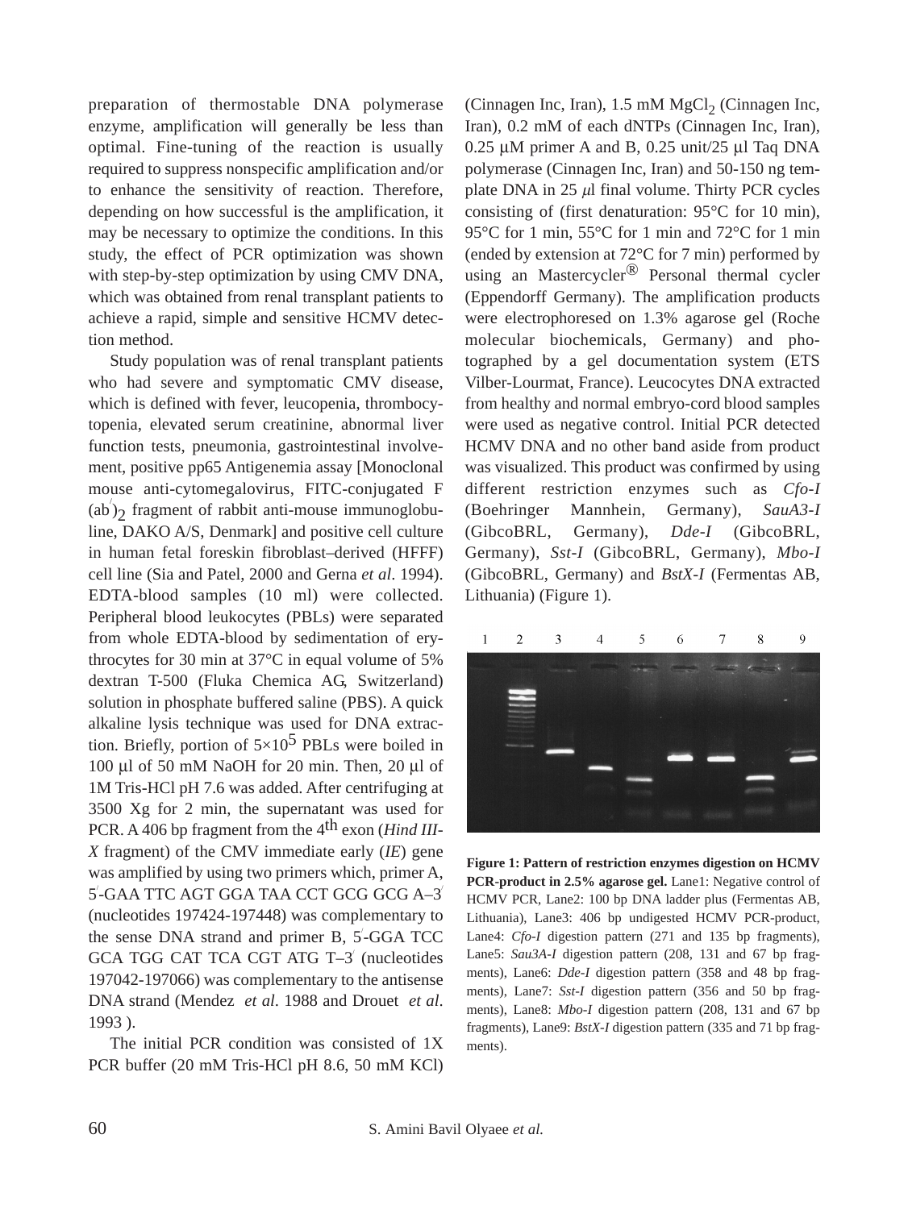preparation of thermostable DNA polymerase enzyme, amplification will generally be less than optimal. Fine-tuning of the reaction is usually required to suppress nonspecific amplification and/or to enhance the sensitivity of reaction. Therefore, depending on how successful is the amplification, it may be necessary to optimize the conditions. In this study, the effect of PCR optimization was shown with step-by-step optimization by using CMV DNA, which was obtained from renal transplant patients to achieve a rapid, simple and sensitive HCMV detection method.

Study population was of renal transplant patients who had severe and symptomatic CMV disease, which is defined with fever, leucopenia, thrombocytopenia, elevated serum creatinine, abnormal liver function tests, pneumonia, gastrointestinal involvement, positive pp65 Antigenemia assay [Monoclonal mouse anti-cytomegalovirus, FITC-conjugated F $(ab^{/})_2$ fragment of rabbit anti-mouse immunoglobuline, DAKO A/S, Denmark] and positive cell culture in human fetal foreskin fibroblast–derived (HFFF) cell line (Sia and Patel, 2000 and Gerna *et al*. 1994). EDTA-blood samples (10 ml) were collected. Peripheral blood leukocytes (PBLs) were separated from whole EDTA-blood by sedimentation of erythrocytes for 30 min at 37°C in equal volume of 5% dextran T-500 (Fluka Chemica AG, Switzerland) solution in phosphate buffered saline (PBS). A quick alkaline lysis technique was used for DNA extraction. Briefly, portion of $5\times10^5$ PBLs were boiled in 100 µl of 50 mM NaOH for 20 min. Then, 20 µl of 1M Tris-HCl pH 7.6 was added. After centrifuging at 3500 Xg for 2 min, the supernatant was used for PCR. A 406 bp fragment from the 4th exon (*Hind III-X* fragment) of the CMV immediate early (*IE*) gene was amplified by using two primers which, primer A, 5′-GAA TTC AGT GGA TAA CCT GCG GCG A–3′ (nucleotides 197424-197448) was complementary to the sense DNA strand and primer B, 5′-GGA TCC GCA TGG CAT TCA CGT ATG T–3′ (nucleotides 197042-197066) was complementary to the antisense DNA strand (Mendez *et al*. 1988 and Drouet *et al*. 1993 ).

The initial PCR condition was consisted of 1X PCR buffer (20 mM Tris-HCl pH 8.6, 50 mM KCl) (Cinnagen Inc, Iran), 1.5 mM $MgCl_2$ (Cinnagen Inc, Iran), 0.2 mM of each dNTPs (Cinnagen Inc, Iran), 0.25 µM primer A and B, 0.25 unit/25 µl Taq DNA polymerase (Cinnagen Inc, Iran) and 50-150 ng template DNA in 25 µl final volume. Thirty PCR cycles consisting of (first denaturation: 95°C for 10 min), 95°C for 1 min, 55°C for 1 min and 72°C for 1 min (ended by extension at 72°C for 7 min) performed by using an Mastercycler® Personal thermal cycler (Eppendorff Germany). The amplification products were electrophoresed on 1.3% agarose gel (Roche molecular biochemicals, Germany) and photographed by a gel documentation system (ETS Vilber-Lourmat, France). Leucocytes DNA extracted from healthy and normal embryo-cord blood samples were used as negative control. Initial PCR detected HCMV DNA and no other band aside from product was visualized. This product was confirmed by using different restriction enzymes such as *Cfo-I* (Boehringer Mannhein, Germany), *SauA3-I* (GibcoBRL, Germany), *Dde-I* (GibcoBRL, Germany), *Sst-I* (GibcoBRL, Germany), *Mbo-I* (GibcoBRL, Germany) and *BstX-I* (Fermentas AB, Lithuania) (Figure 1).

**Figure 1: Pattern of restriction enzymes digestion on HCMV PCR-product in 2.5% agarose gel.** Lane1: Negative control of HCMV PCR, Lane2: 100 bp DNA ladder plus (Fermentas AB, Lithuania), Lane3: 406 bp undigested HCMV PCR-product, Lane4: *Cfo-I* digestion pattern (271 and 135 bp fragments), Lane5: *Sau3A-I* digestion pattern (208, 131 and 67 bp fragments), Lane6: *Dde-I* digestion pattern (358 and 48 bp fragments), Lane7: *Sst-I* digestion pattern (356 and 50 bp fragments), Lane8: *Mbo-I* digestion pattern (208, 131 and 67 bp fragments), Lane9: *BstX-I* digestion pattern (335 and 71 bp fragments).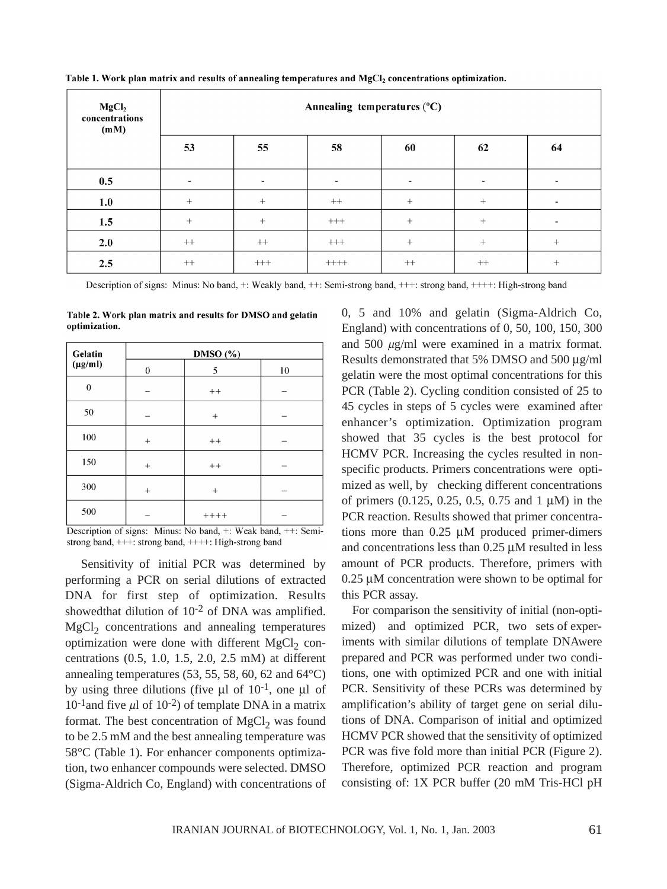**Table 1. Work plan matrix and results of annealing temperatures and $MgCl_2$ concentrations optimization.**

| $MgCl_2$ concentrations (mM) | Annealing temperatures (ºC) | | | | | |
|---|---|---|---|---|---|---|
| | 53 | 55 | 58 | 60 | 62 | 64 |
| 0.5 | - | - | - | - | - | - |
| 1.0 | + | + | ++ | + | + | - |
| 1.5 | + | + | +++ | + | + | - |
| 2.0 | ++ | ++ | +++ | + | + | + |
| 2.5 | ++ | +++ | ++++ | ++ | ++ | + |

Description of signs: Minus: No band, +: Weakly band, ++: Semi-strong band, +++: strong band, ++++: High-strong band

**Table 2. Work plan matrix and results for DMSO and gelatin optimization.**

| Gelatin (µg/ml) | DMSO (%) | | |
|---|---|---|---|
| | 0 | 5 | 10 |
| 0 | – | ++ | – |
| 50 | – | + | – |
| 100 | + | ++ | – |
| 150 | + | ++ | – |
| 300 | + | + | – |
| 500 | – | ++++ | – |

Description of signs: Minus: No band, +: Weak band, ++: Semi-strong band, +++: strong band, ++++: High-strong band

Sensitivity of initial PCR was determined by performing a PCR on serial dilutions of extracted DNA for first step of optimization. Results showedthat dilution of $10^{-2}$ of DNA was amplified. $MgCl_2$ concentrations and annealing temperatures optimization were done with different $MgCl_2$ concentrations (0.5, 1.0, 1.5, 2.0, 2.5 mM) at different annealing temperatures (53, 55, 58, 60, 62 and 64°C) by using three dilutions (five µl of $10^{-1}$, one µl of $10^{-1}$and five *µ*l of $10^{-2}$) of template DNA in a matrix format. The best concentration of $MgCl_2$ was found to be 2.5 mM and the best annealing temperature was 58°C (Table 1). For enhancer components optimization, two enhancer compounds were selected. DMSO (Sigma-Aldrich Co, England) with concentrations of 0, 5 and 10% and gelatin (Sigma-Aldrich Co, England) with concentrations of 0, 50, 100, 150, 300 and 500 *µ*g/ml were examined in a matrix format. Results demonstrated that 5% DMSO and 500 µg/ml gelatin were the most optimal concentrations for this PCR (Table 2). Cycling condition consisted of 25 to 45 cycles in steps of 5 cycles were examined after enhancer's optimization. Optimization program showed that 35 cycles is the best protocol for HCMV PCR. Increasing the cycles resulted in non-specific products. Primers concentrations were optimized as well, by checking different concentrations of primers (0.125, 0.25, 0.5, 0.75 and 1 µM) in the PCR reaction. Results showed that primer concentrations more than 0.25 µM produced primer-dimers and concentrations less than 0.25 µM resulted in less amount of PCR products. Therefore, primers with 0.25 µM concentration were shown to be optimal for this PCR assay.

For comparison the sensitivity of initial (non-optimized) and optimized PCR, two sets of experiments with similar dilutions of template DNAwere prepared and PCR was performed under two conditions, one with optimized PCR and one with initial PCR. Sensitivity of these PCRs was determined by amplification's ability of target gene on serial dilutions of DNA. Comparison of initial and optimized HCMV PCR showed that the sensitivity of optimized PCR was five fold more than initial PCR (Figure 2). Therefore, optimized PCR reaction and program consisting of: 1X PCR buffer (20 mM Tris-HCl pH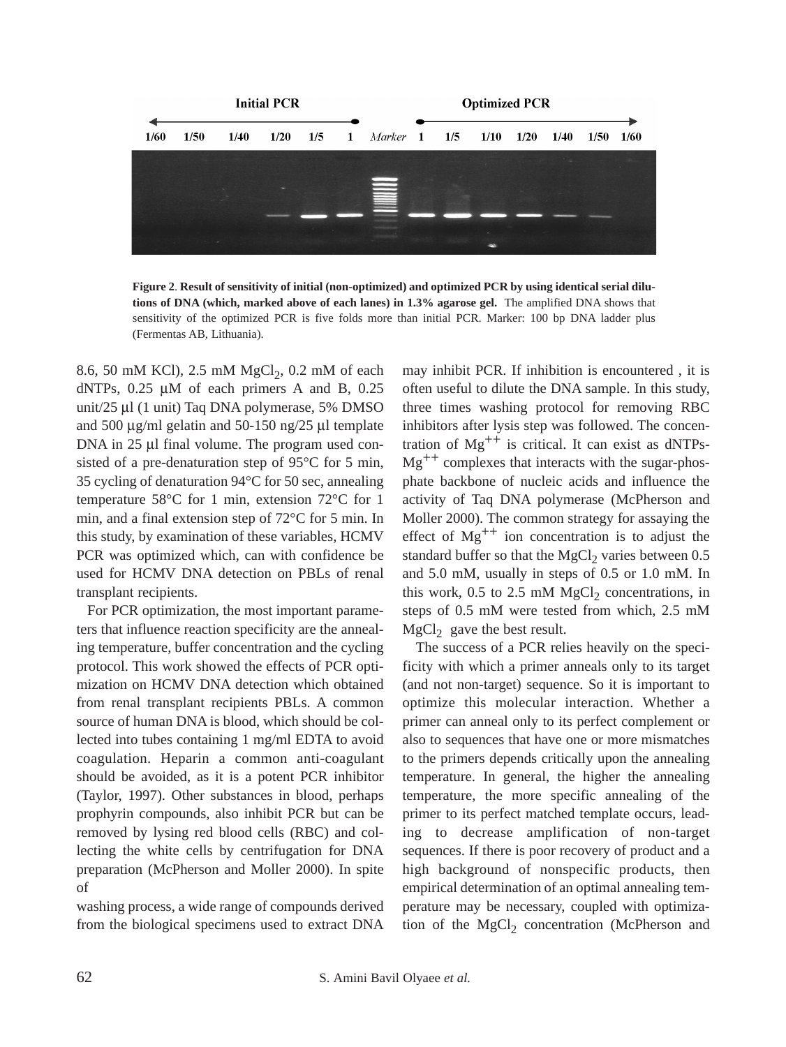Figure 2. **Result of sensitivity of initial (non-optimized) and optimized PCR by using identical serial dilutions of DNA (which, marked above of each lanes) in 1.3% agarose gel.** The amplified DNA shows that sensitivity of the optimized PCR is five folds more than initial PCR. Marker: 100 bp DNA ladder plus (Fermentas AB, Lithuania).

8.6, 50 mM KCl), 2.5 mM $MgCl_2$, 0.2 mM of each dNTPs, 0.25 μM of each primers A and B, 0.25 unit/25 μl (1 unit) Taq DNA polymerase, 5% DMSO and 500 μg/ml gelatin and 50-150 ng/25 μl template DNA in 25 μl final volume. The program used consisted of a pre-denaturation step of 95°C for 5 min, 35 cycling of denaturation 94°C for 50 sec, annealing temperature 58°C for 1 min, extension 72°C for 1 min, and a final extension step of 72°C for 5 min. In this study, by examination of these variables, HCMV PCR was optimized which, can with confidence be used for HCMV DNA detection on PBLs of renal transplant recipients.

For PCR optimization, the most important parameters that influence reaction specificity are the annealing temperature, buffer concentration and the cycling protocol. This work showed the effects of PCR optimization on HCMV DNA detection which obtained from renal transplant recipients PBLs. A common source of human DNA is blood, which should be collected into tubes containing 1 mg/ml EDTA to avoid coagulation. Heparin a common anti-coagulant should be avoided, as it is a potent PCR inhibitor (Taylor, 1997). Other substances in blood, perhaps prophyrin compounds, also inhibit PCR but can be removed by lysing red blood cells (RBC) and collecting the white cells by centrifugation for DNA preparation (McPherson and Moller 2000). In spite of washing process, a wide range of compounds derived from the biological specimens used to extract DNA may inhibit PCR. If inhibition is encountered , it is often useful to dilute the DNA sample. In this study, three times washing protocol for removing RBC inhibitors after lysis step was followed. The concentration of $Mg^{++}$ is critical. It can exist as dNTPs-$Mg^{++}$ complexes that interacts with the sugar-phosphate backbone of nucleic acids and influence the activity of Taq DNA polymerase (McPherson and Moller 2000). The common strategy for assaying the effect of $Mg^{++}$ ion concentration is to adjust the standard buffer so that the $MgCl_2$ varies between 0.5 and 5.0 mM, usually in steps of 0.5 or 1.0 mM. In this work, 0.5 to 2.5 mM $MgCl_2$ concentrations, in steps of 0.5 mM were tested from which, 2.5 mM $MgCl_2$ gave the best result.

The success of a PCR relies heavily on the specificity with which a primer anneals only to its target (and not non-target) sequence. So it is important to optimize this molecular interaction. Whether a primer can anneal only to its perfect complement or also to sequences that have one or more mismatches to the primers depends critically upon the annealing temperature. In general, the higher the annealing temperature, the more specific annealing of the primer to its perfect matched template occurs, leading to decrease amplification of non-target sequences. If there is poor recovery of product and a high background of nonspecific products, then empirical determination of an optimal annealing temperature may be necessary, coupled with optimization of the $MgCl_2$ concentration (McPherson and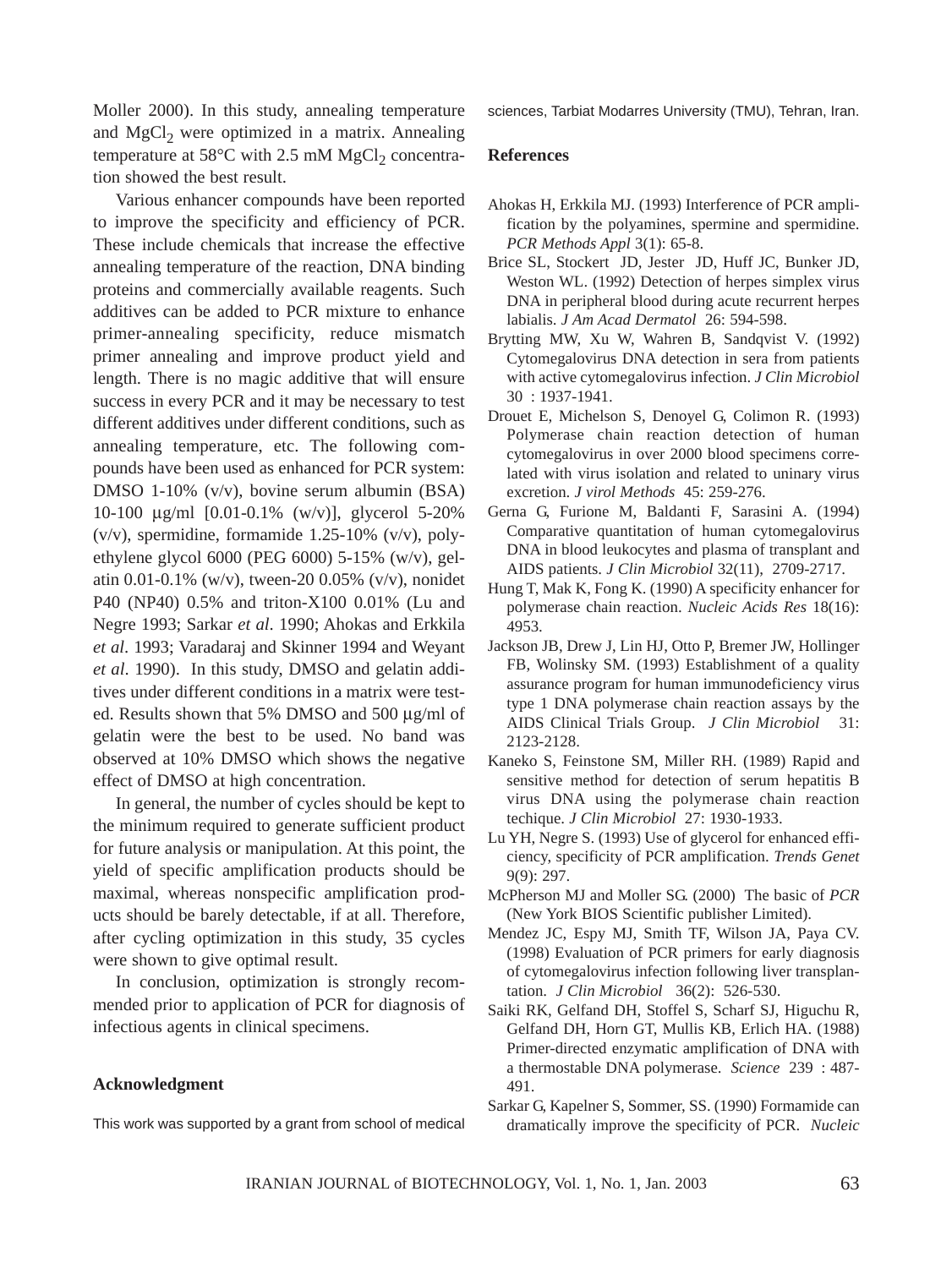Moller 2000). In this study, annealing temperature and $MgCl_2$ were optimized in a matrix. Annealing temperature at 58°C with 2.5 mM $MgCl_2$ concentration showed the best result.

Various enhancer compounds have been reported to improve the specificity and efficiency of PCR. These include chemicals that increase the effective annealing temperature of the reaction, DNA binding proteins and commercially available reagents. Such additives can be added to PCR mixture to enhance primer-annealing specificity, reduce mismatch primer annealing and improve product yield and length. There is no magic additive that will ensure success in every PCR and it may be necessary to test different additives under different conditions, such as annealing temperature, etc. The following compounds have been used as enhanced for PCR system: DMSO 1-10% (v/v), bovine serum albumin (BSA) 10-100 μg/ml [0.01-0.1% (w/v)], glycerol 5-20% (v/v), spermidine, formamide 1.25-10% (v/v), polyethylene glycol 6000 (PEG 6000) 5-15% (w/v), gelatin 0.01-0.1% (w/v), tween-20 0.05% (v/v), nonidet P40 (NP40) 0.5% and triton-X100 0.01% (Lu and Negre 1993; Sarkar *et al*. 1990; Ahokas and Erkkila *et al*. 1993; Varadaraj and Skinner 1994 and Weyant *et al*. 1990). In this study, DMSO and gelatin additives under different conditions in a matrix were tested. Results shown that 5% DMSO and 500 μg/ml of gelatin were the best to be used. No band was observed at 10% DMSO which shows the negative effect of DMSO at high concentration.

In general, the number of cycles should be kept to the minimum required to generate sufficient product for future analysis or manipulation. At this point, the yield of specific amplification products should be maximal, whereas nonspecific amplification products should be barely detectable, if at all. Therefore, after cycling optimization in this study, 35 cycles were shown to give optimal result.

In conclusion, optimization is strongly recommended prior to application of PCR for diagnosis of infectious agents in clinical specimens.

## Acknowledgment

This work was supported by a grant from school of medical sciences, Tarbiat Modarres University (TMU), Tehran, Iran.

## References

Ahokas H, Erkkila MJ. (1993) Interference of PCR amplification by the polyamines, spermine and spermidine. *PCR Methods Appl* 3(1): 65-8.

Brice SL, Stockert JD, Jester JD, Huff JC, Bunker JD, Weston WL. (1992) Detection of herpes simplex virus DNA in peripheral blood during acute recurrent herpes labialis. *J Am Acad Dermatol* 26: 594-598.

Brytting MW, Xu W, Wahren B, Sandqvist V. (1992) Cytomegalovirus DNA detection in sera from patients with active cytomegalovirus infection. *J Clin Microbiol* 30 : 1937-1941.

Drouet E, Michelson S, Denoyel G, Colimon R. (1993) Polymerase chain reaction detection of human cytomegalovirus in over 2000 blood specimens correlated with virus isolation and related to uninary virus excretion. *J virol Methods* 45: 259-276.

Gerna G, Furione M, Baldanti F, Sarasini A. (1994) Comparative quantitation of human cytomegalovirus DNA in blood leukocytes and plasma of transplant and AIDS patients. *J Clin Microbiol* 32(11), 2709-2717.

Hung T, Mak K, Fong K. (1990) A specificity enhancer for polymerase chain reaction. *Nucleic Acids Res* 18(16): 4953.

Jackson JB, Drew J, Lin HJ, Otto P, Bremer JW, Hollinger FB, Wolinsky SM. (1993) Establishment of a quality assurance program for human immunodeficiency virus type 1 DNA polymerase chain reaction assays by the AIDS Clinical Trials Group. *J Clin Microbiol* 31: 2123-2128.

Kaneko S, Feinstone SM, Miller RH. (1989) Rapid and sensitive method for detection of serum hepatitis B virus DNA using the polymerase chain reaction techique. *J Clin Microbiol* 27: 1930-1933.

Lu YH, Negre S. (1993) Use of glycerol for enhanced efficiency, specificity of PCR amplification. *Trends Genet* 9(9): 297.

McPherson MJ and Moller SG. (2000) The basic of *PCR* (New York BIOS Scientific publisher Limited).

Mendez JC, Espy MJ, Smith TF, Wilson JA, Paya CV. (1998) Evaluation of PCR primers for early diagnosis of cytomegalovirus infection following liver transplantation. *J Clin Microbiol* 36(2): 526-530.

Saiki RK, Gelfand DH, Stoffel S, Scharf SJ, Higuchu R, Gelfand DH, Horn GT, Mullis KB, Erlich HA. (1988) Primer-directed enzymatic amplification of DNA with a thermostable DNA polymerase. *Science* 239 : 487-491.

Sarkar G, Kapelner S, Sommer, SS. (1990) Formamide can dramatically improve the specificity of PCR. *Nucleic*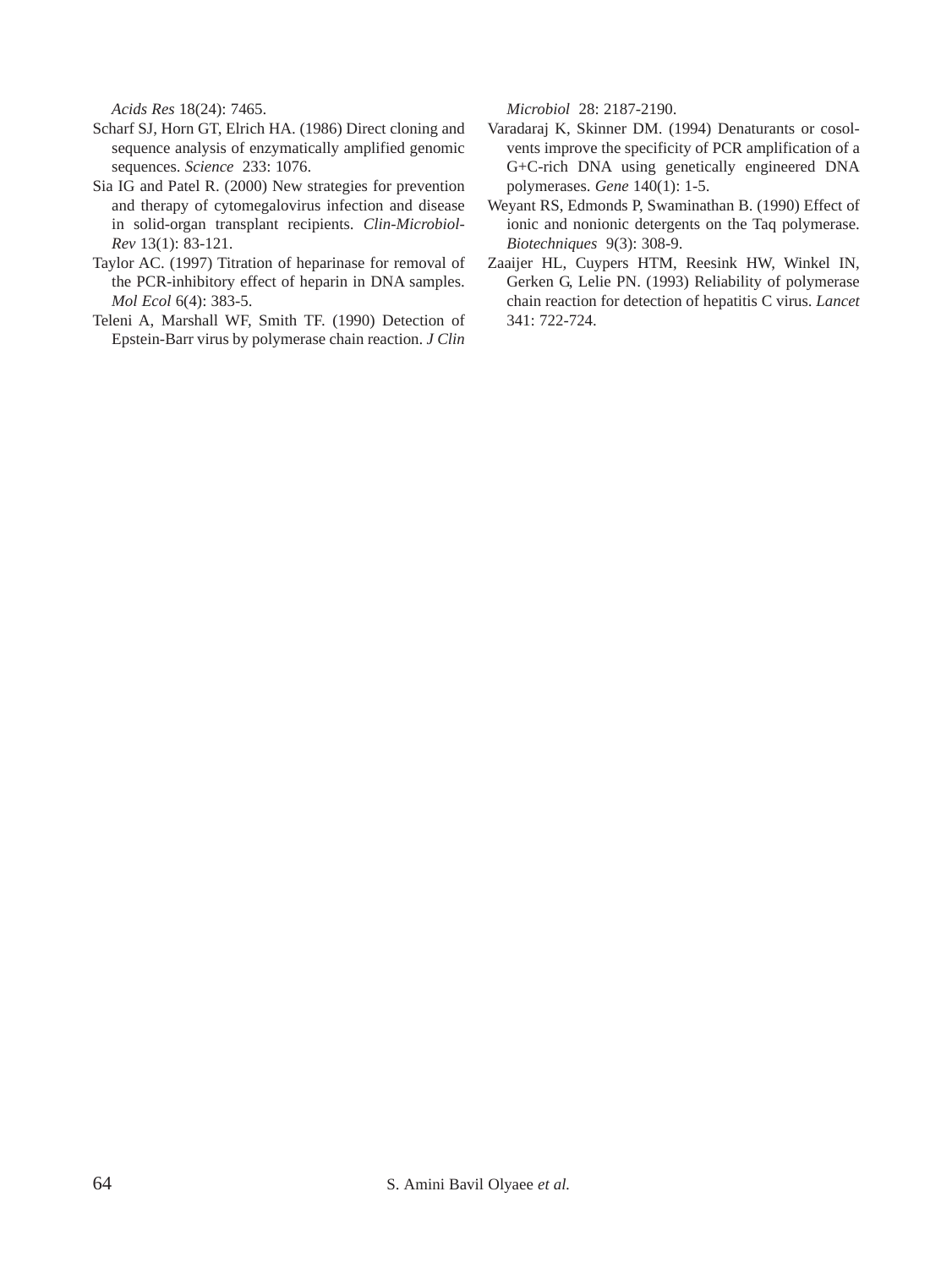*Acids Res* 18(24): 7465.

Scharf SJ, Horn GT, Elrich HA. (1986) Direct cloning and sequence analysis of enzymatically amplified genomic sequences. *Science* 233: 1076.

Sia IG and Patel R. (2000) New strategies for prevention and therapy of cytomegalovirus infection and disease in solid-organ transplant recipients. *Clin-Microbiol-Rev* 13(1): 83-121.

Taylor AC. (1997) Titration of heparinase for removal of the PCR-inhibitory effect of heparin in DNA samples. *Mol Ecol* 6(4): 383-5.

Teleni A, Marshall WF, Smith TF. (1990) Detection of Epstein-Barr virus by polymerase chain reaction. *J Clin Microbiol* 28: 2187-2190.

Varadaraj K, Skinner DM. (1994) Denaturants or cosolvents improve the specificity of PCR amplification of a G+C-rich DNA using genetically engineered DNA polymerases. *Gene* 140(1): 1-5.

Weyant RS, Edmonds P, Swaminathan B. (1990) Effect of ionic and nonionic detergents on the Taq polymerase. *Biotechniques* 9(3): 308-9.

Zaaijer HL, Cuypers HTM, Reesink HW, Winkel IN, Gerken G, Lelie PN. (1993) Reliability of polymerase chain reaction for detection of hepatitis C virus. *Lancet* 341: 722-724.